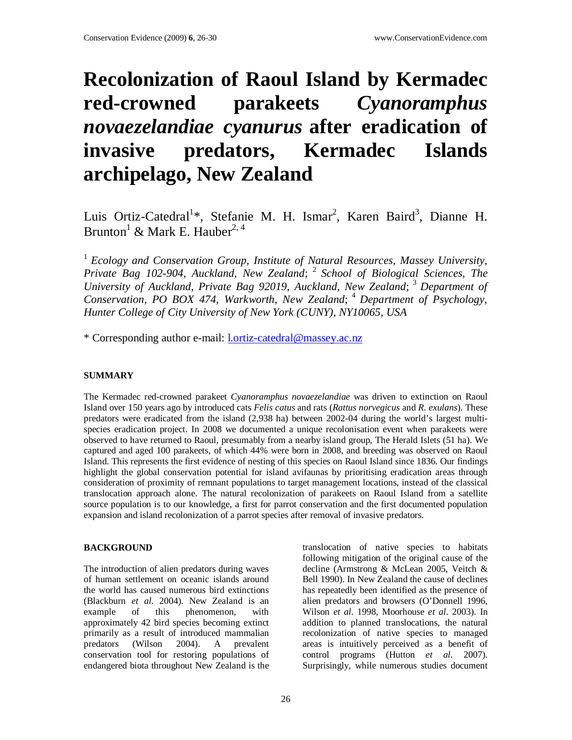# Recolonization of Raoul Island by Kermadec red-crowned parakeets *Cyanoramphus novaezelandiae cyanurus* after eradication of invasive predators, Kermadec Islands archipelago, New Zealand

Luis Ortiz-Catedral[1]*, Stefanie M. H. Ismar[2], Karen Baird[3], Dianne H. Brunton[1] & Mark E. Hauber[2, 4]

[1] *Ecology and Conservation Group, Institute of Natural Resources, Massey University, Private Bag 102-904, Auckland, New Zealand*; [2] *School of Biological Sciences, The University of Auckland, Private Bag 92019, Auckland, New Zealand*; [3] *Department of Conservation, PO BOX 474, Warkworth, New Zealand*; [4] *Department of Psychology, Hunter College of City University of New York (CUNY), NY10065, USA*

\* Corresponding author e-mail: l.ortiz-catedral@massey.ac.nz

## SUMMARY

The Kermadec red-crowned parakeet *Cyanoramphus novaezelandiae* was driven to extinction on Raoul Island over 150 years ago by introduced cats *Felis catus* and rats (*Rattus norvegicus* and *R. exulans*). These predators were eradicated from the island (2,938 ha) between 2002-04 during the world's largest multi-species eradication project. In 2008 we documented a unique recolonisation event when parakeets were observed to have returned to Raoul, presumably from a nearby island group, The Herald Islets (51 ha). We captured and aged 100 parakeets, of which 44% were born in 2008, and breeding was observed on Raoul Island. This represents the first evidence of nesting of this species on Raoul Island since 1836. Our findings highlight the global conservation potential for island avifaunas by prioritising eradication areas through consideration of proximity of remnant populations to target management locations, instead of the classical translocation approach alone. The natural recolonization of parakeets on Raoul Island from a satellite source population is to our knowledge, a first for parrot conservation and the first documented population expansion and island recolonization of a parrot species after removal of invasive predators.

## BACKGROUND

The introduction of alien predators during waves of human settlement on oceanic islands around the world has caused numerous bird extinctions (Blackburn *et al.* 2004). New Zealand is an example of this phenomenon, with approximately 42 bird species becoming extinct primarily as a result of introduced mammalian predators (Wilson 2004). A prevalent conservation tool for restoring populations of endangered biota throughout New Zealand is the translocation of native species to habitats following mitigation of the original cause of the decline (Armstrong & McLean 2005, Veitch & Bell 1990). In New Zealand the cause of declines has repeatedly been identified as the presence of alien predators and browsers (O'Donnell 1996, Wilson *et al*. 1998, Moorhouse *et al*. 2003). In addition to planned translocations, the natural recolonization of native species to managed areas is intuitively perceived as a benefit of control programs (Hutton *et al*. 2007). Surprisingly, while numerous studies document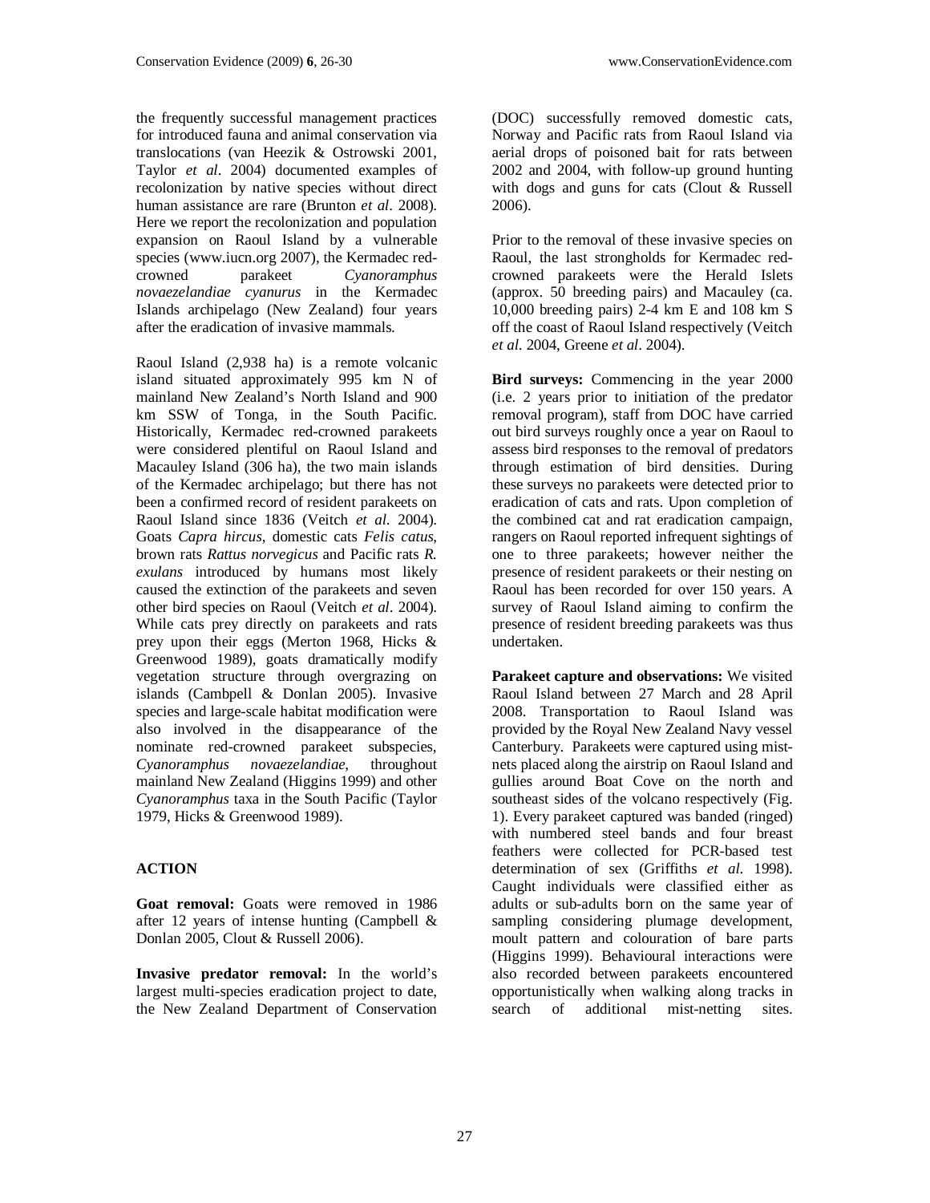the frequently successful management practices for introduced fauna and animal conservation via translocations (van Heezik & Ostrowski 2001, Taylor *et al*. 2004) documented examples of recolonization by native species without direct human assistance are rare (Brunton *et al*. 2008). Here we report the recolonization and population expansion on Raoul Island by a vulnerable species (www.iucn.org 2007), the Kermadec red-crowned parakeet *Cyanoramphus novaezelandiae cyanurus* in the Kermadec Islands archipelago (New Zealand) four years after the eradication of invasive mammals.

Raoul Island (2,938 ha) is a remote volcanic island situated approximately 995 km N of mainland New Zealand's North Island and 900 km SSW of Tonga, in the South Pacific. Historically, Kermadec red-crowned parakeets were considered plentiful on Raoul Island and Macauley Island (306 ha), the two main islands of the Kermadec archipelago; but there has not been a confirmed record of resident parakeets on Raoul Island since 1836 (Veitch *et al.* 2004). Goats *Capra hircus*, domestic cats *Felis catus*, brown rats *Rattus norvegicus* and Pacific rats *R. exulans* introduced by humans most likely caused the extinction of the parakeets and seven other bird species on Raoul (Veitch *et al*. 2004). While cats prey directly on parakeets and rats prey upon their eggs (Merton 1968, Hicks & Greenwood 1989), goats dramatically modify vegetation structure through overgrazing on islands (Cambpell & Donlan 2005). Invasive species and large-scale habitat modification were also involved in the disappearance of the nominate red-crowned parakeet subspecies, *Cyanoramphus novaezelandiae*, throughout mainland New Zealand (Higgins 1999) and other *Cyanoramphus* taxa in the South Pacific (Taylor 1979, Hicks & Greenwood 1989).

## ACTION

**Goat removal:** Goats were removed in 1986 after 12 years of intense hunting (Campbell & Donlan 2005, Clout & Russell 2006).

**Invasive predator removal:** In the world's largest multi-species eradication project to date, the New Zealand Department of Conservation (DOC) successfully removed domestic cats, Norway and Pacific rats from Raoul Island via aerial drops of poisoned bait for rats between 2002 and 2004, with follow-up ground hunting with dogs and guns for cats (Clout & Russell 2006).

Prior to the removal of these invasive species on Raoul, the last strongholds for Kermadec red-crowned parakeets were the Herald Islets (approx. 50 breeding pairs) and Macauley (ca. 10,000 breeding pairs) 2-4 km E and 108 km S off the coast of Raoul Island respectively (Veitch *et al.* 2004, Greene *et al*. 2004).

**Bird surveys:** Commencing in the year 2000 (i.e. 2 years prior to initiation of the predator removal program), staff from DOC have carried out bird surveys roughly once a year on Raoul to assess bird responses to the removal of predators through estimation of bird densities. During these surveys no parakeets were detected prior to eradication of cats and rats. Upon completion of the combined cat and rat eradication campaign, rangers on Raoul reported infrequent sightings of one to three parakeets; however neither the presence of resident parakeets or their nesting on Raoul has been recorded for over 150 years. A survey of Raoul Island aiming to confirm the presence of resident breeding parakeets was thus undertaken.

**Parakeet capture and observations:** We visited Raoul Island between 27 March and 28 April 2008. Transportation to Raoul Island was provided by the Royal New Zealand Navy vessel Canterbury. Parakeets were captured using mist-nets placed along the airstrip on Raoul Island and gullies around Boat Cove on the north and southeast sides of the volcano respectively (Fig. 1). Every parakeet captured was banded (ringed) with numbered steel bands and four breast feathers were collected for PCR-based test determination of sex (Griffiths *et al.* 1998). Caught individuals were classified either as adults or sub-adults born on the same year of sampling considering plumage development, moult pattern and colouration of bare parts (Higgins 1999). Behavioural interactions were also recorded between parakeets encountered opportunistically when walking along tracks in search of additional mist-netting sites.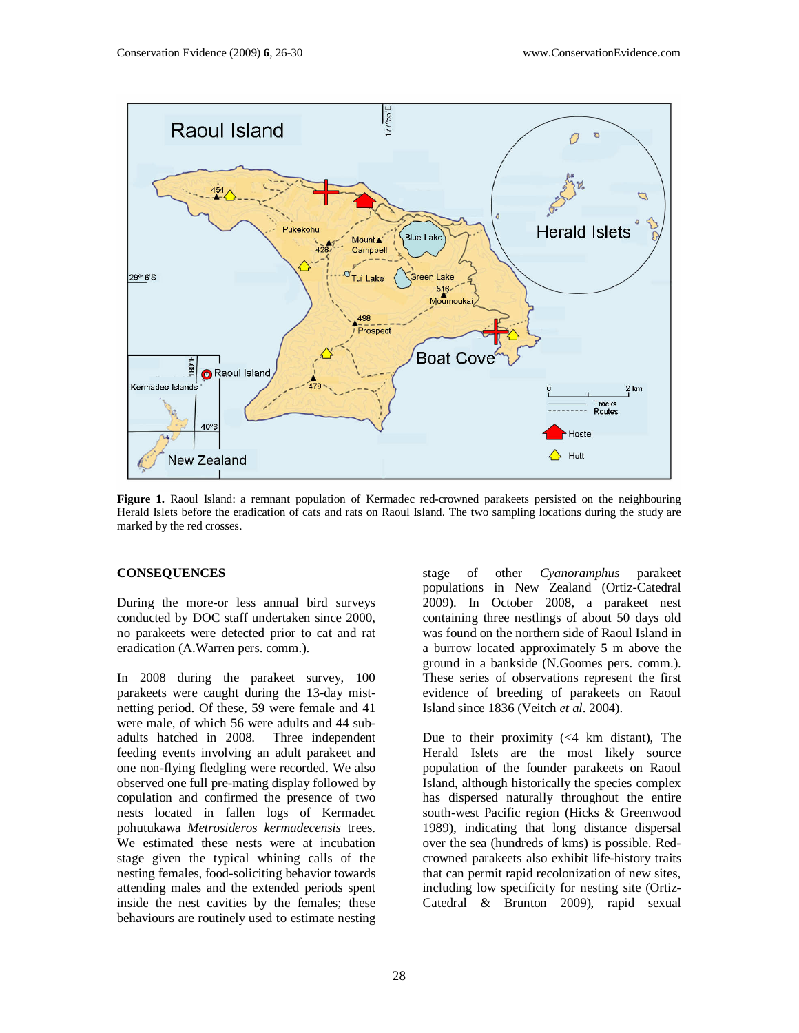**Figure 1.** Raoul Island: a remnant population of Kermadec red-crowned parakeets persisted on the neighbouring Herald Islets before the eradication of cats and rats on Raoul Island. The two sampling locations during the study are marked by the red crosses.

## CONSEQUENCES

During the more-or less annual bird surveys conducted by DOC staff undertaken since 2000, no parakeets were detected prior to cat and rat eradication (A.Warren pers. comm.).

In 2008 during the parakeet survey, 100 parakeets were caught during the 13-day mist-netting period. Of these, 59 were female and 41 were male, of which 56 were adults and 44 sub-adults hatched in 2008. Three independent feeding events involving an adult parakeet and one non-flying fledgling were recorded. We also observed one full pre-mating display followed by copulation and confirmed the presence of two nests located in fallen logs of Kermadec pohutukawa *Metrosideros kermadecensis* trees. We estimated these nests were at incubation stage given the typical whining calls of the nesting females, food-soliciting behavior towards attending males and the extended periods spent inside the nest cavities by the females; these behaviours are routinely used to estimate nesting stage of other *Cyanoramphus* parakeet populations in New Zealand (Ortiz-Catedral 2009). In October 2008, a parakeet nest containing three nestlings of about 50 days old was found on the northern side of Raoul Island in a burrow located approximately 5 m above the ground in a bankside (N.Goomes pers. comm.). These series of observations represent the first evidence of breeding of parakeets on Raoul Island since 1836 (Veitch *et al*. 2004).

Due to their proximity (<4 km distant), The Herald Islets are the most likely source population of the founder parakeets on Raoul Island, although historically the species complex has dispersed naturally throughout the entire south-west Pacific region (Hicks & Greenwood 1989), indicating that long distance dispersal over the sea (hundreds of kms) is possible. Red-crowned parakeets also exhibit life-history traits that can permit rapid recolonization of new sites, including low specificity for nesting site (Ortiz-Catedral & Brunton 2009), rapid sexual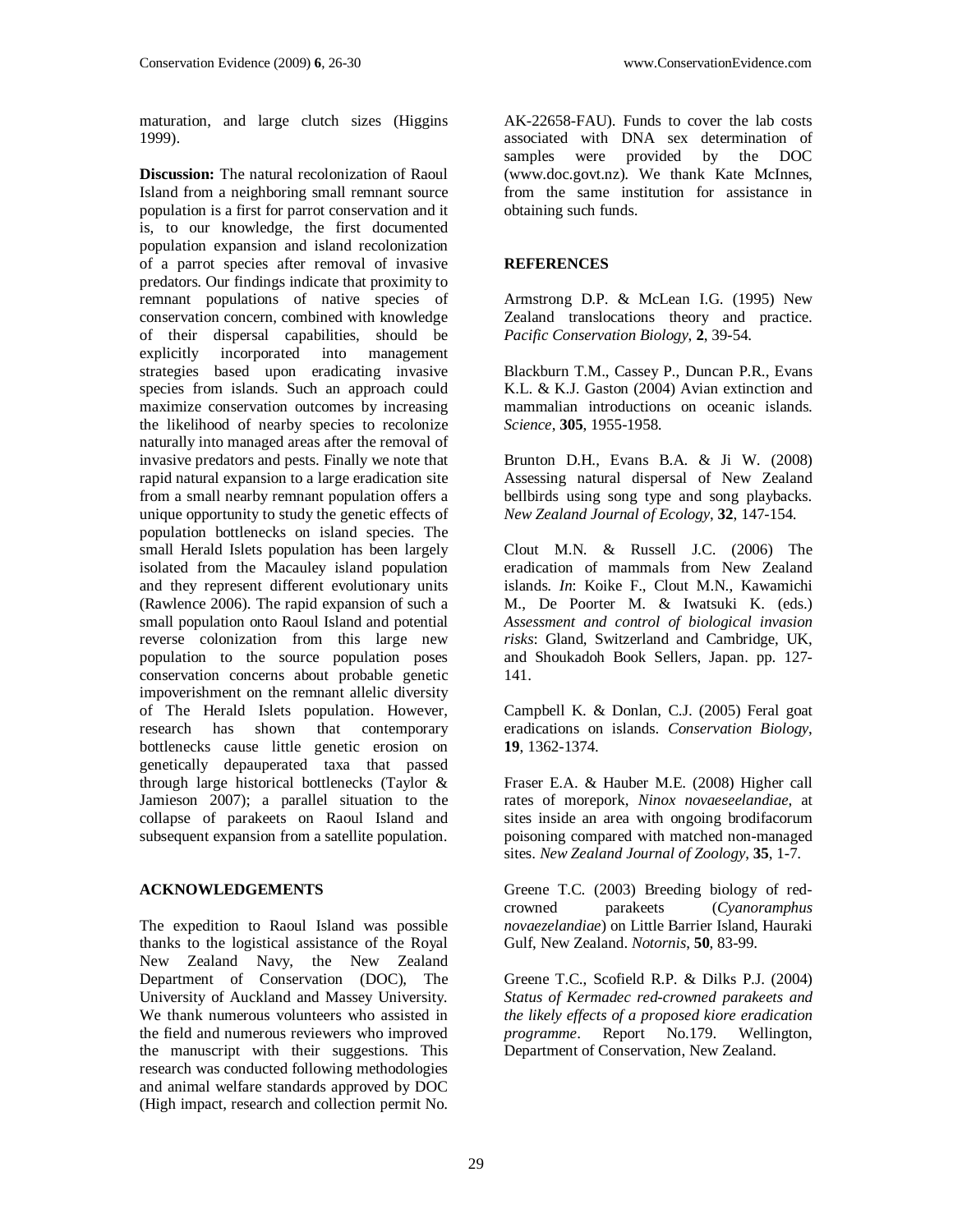maturation, and large clutch sizes (Higgins 1999).

**Discussion:** The natural recolonization of Raoul Island from a neighboring small remnant source population is a first for parrot conservation and it is, to our knowledge, the first documented population expansion and island recolonization of a parrot species after removal of invasive predators. Our findings indicate that proximity to remnant populations of native species of conservation concern, combined with knowledge of their dispersal capabilities, should be explicitly incorporated into management strategies based upon eradicating invasive species from islands. Such an approach could maximize conservation outcomes by increasing the likelihood of nearby species to recolonize naturally into managed areas after the removal of invasive predators and pests. Finally we note that rapid natural expansion to a large eradication site from a small nearby remnant population offers a unique opportunity to study the genetic effects of population bottlenecks on island species. The small Herald Islets population has been largely isolated from the Macauley island population and they represent different evolutionary units (Rawlence 2006). The rapid expansion of such a small population onto Raoul Island and potential reverse colonization from this large new population to the source population poses conservation concerns about probable genetic impoverishment on the remnant allelic diversity of The Herald Islets population. However, research has shown that contemporary bottlenecks cause little genetic erosion on genetically depauperated taxa that passed through large historical bottlenecks (Taylor & Jamieson 2007); a parallel situation to the collapse of parakeets on Raoul Island and subsequent expansion from a satellite population.

## ACKNOWLEDGEMENTS

The expedition to Raoul Island was possible thanks to the logistical assistance of the Royal New Zealand Navy, the New Zealand Department of Conservation (DOC), The University of Auckland and Massey University. We thank numerous volunteers who assisted in the field and numerous reviewers who improved the manuscript with their suggestions. This research was conducted following methodologies and animal welfare standards approved by DOC (High impact, research and collection permit No. AK-22658-FAU). Funds to cover the lab costs associated with DNA sex determination of samples were provided by the DOC (www.doc.govt.nz). We thank Kate McInnes, from the same institution for assistance in obtaining such funds.

## REFERENCES

Armstrong D.P. & McLean I.G. (1995) New Zealand translocations theory and practice. *Pacific Conservation Biology*, **2**, 39-54.

Blackburn T.M., Cassey P., Duncan P.R., Evans K.L. & K.J. Gaston (2004) Avian extinction and mammalian introductions on oceanic islands. *Science*, **305**, 1955-1958.

Brunton D.H., Evans B.A. & Ji W. (2008) Assessing natural dispersal of New Zealand bellbirds using song type and song playbacks. *New Zealand Journal of Ecology*, **32**, 147-154.

Clout M.N. & Russell J.C. (2006) The eradication of mammals from New Zealand islands. *In*: Koike F., Clout M.N., Kawamichi M., De Poorter M. & Iwatsuki K. (eds.) *Assessment and control of biological invasion risks*: Gland, Switzerland and Cambridge, UK, and Shoukadoh Book Sellers, Japan. pp. 127-141.

Campbell K. & Donlan, C.J. (2005) Feral goat eradications on islands. *Conservation Biology*, **19**, 1362-1374.

Fraser E.A. & Hauber M.E. (2008) Higher call rates of morepork, *Ninox novaeseelandiae*, at sites inside an area with ongoing brodifacorum poisoning compared with matched non-managed sites. *New Zealand Journal of Zoology*, **35**, 1-7.

Greene T.C. (2003) Breeding biology of red-crowned parakeets (*Cyanoramphus novaezelandiae*) on Little Barrier Island, Hauraki Gulf, New Zealand. *Notornis*, **50**, 83-99.

Greene T.C., Scofield R.P. & Dilks P.J. (2004) *Status of Kermadec red-crowned parakeets and the likely effects of a proposed kiore eradication programme*. Report No.179. Wellington, Department of Conservation, New Zealand.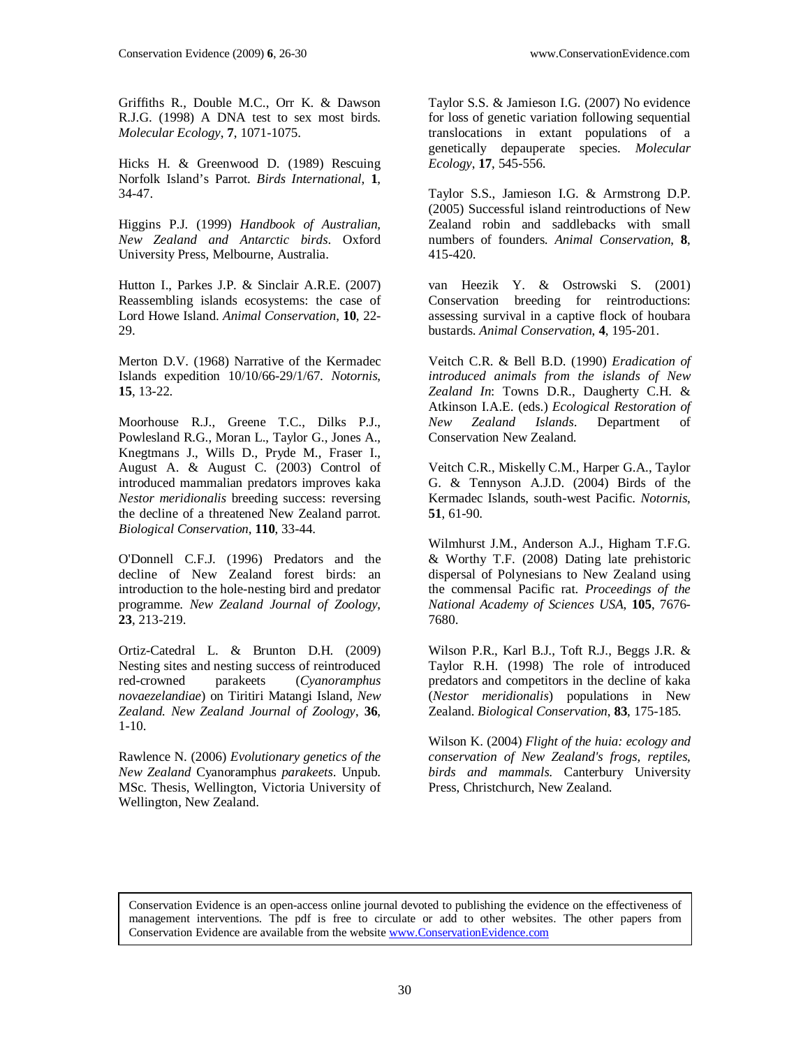Griffiths R., Double M.C., Orr K. & Dawson R.J.G. (1998) A DNA test to sex most birds. *Molecular Ecology*, **7**, 1071-1075.

Hicks H. & Greenwood D. (1989) Rescuing Norfolk Island's Parrot. *Birds International*, **1**, 34-47.

Higgins P.J. (1999) *Handbook of Australian, New Zealand and Antarctic birds*. Oxford University Press, Melbourne, Australia.

Hutton I., Parkes J.P. & Sinclair A.R.E. (2007) Reassembling islands ecosystems: the case of Lord Howe Island. *Animal Conservation*, **10**, 22-29.

Merton D.V. (1968) Narrative of the Kermadec Islands expedition 10/10/66-29/1/67. *Notornis*, **15**, 13-22.

Moorhouse R.J., Greene T.C., Dilks P.J., Powlesland R.G., Moran L., Taylor G., Jones A., Knegtmans J., Wills D., Pryde M., Fraser I., August A. & August C. (2003) Control of introduced mammalian predators improves kaka *Nestor meridionalis* breeding success: reversing the decline of a threatened New Zealand parrot. *Biological Conservation*, **110**, 33-44.

O'Donnell C.F.J. (1996) Predators and the decline of New Zealand forest birds: an introduction to the hole-nesting bird and predator programme. *New Zealand Journal of Zoology*, **23**, 213-219.

Ortiz-Catedral L. & Brunton D.H. (2009) Nesting sites and nesting success of reintroduced red-crowned parakeets (*Cyanoramphus novaezelandiae*) on Tiritiri Matangi Island, *New Zealand. New Zealand Journal of Zoology*, **36**, 1-10.

Rawlence N. (2006) *Evolutionary genetics of the New Zealand* Cyanoramphus *parakeets*. Unpub. MSc. Thesis, Wellington, Victoria University of Wellington, New Zealand.

Taylor S.S. & Jamieson I.G. (2007) No evidence for loss of genetic variation following sequential translocations in extant populations of a genetically depauperate species. *Molecular Ecology*, **17**, 545-556.

Taylor S.S., Jamieson I.G. & Armstrong D.P. (2005) Successful island reintroductions of New Zealand robin and saddlebacks with small numbers of founders. *Animal Conservation*, **8**, 415-420.

van Heezik Y. & Ostrowski S. (2001) Conservation breeding for reintroductions: assessing survival in a captive flock of houbara bustards. *Animal Conservation*, **4**, 195-201.

Veitch C.R. & Bell B.D. (1990) *Eradication of introduced animals from the islands of New Zealand In*: Towns D.R., Daugherty C.H. & Atkinson I.A.E. (eds.) *Ecological Restoration of New Zealand Islands*. Department of Conservation New Zealand.

Veitch C.R., Miskelly C.M., Harper G.A., Taylor G. & Tennyson A.J.D. (2004) Birds of the Kermadec Islands, south-west Pacific. *Notornis*, **51**, 61-90.

Wilmhurst J.M., Anderson A.J., Higham T.F.G. & Worthy T.F. (2008) Dating late prehistoric dispersal of Polynesians to New Zealand using the commensal Pacific rat. *Proceedings of the National Academy of Sciences USA*, **105**, 7676-7680.

Wilson P.R., Karl B.J., Toft R.J., Beggs J.R. & Taylor R.H. (1998) The role of introduced predators and competitors in the decline of kaka (*Nestor meridionalis*) populations in New Zealand. *Biological Conservation*, **83**, 175-185.

Wilson K. (2004) *Flight of the huia: ecology and conservation of New Zealand's frogs, reptiles, birds and mammals*. Canterbury University Press, Christchurch, New Zealand.

Conservation Evidence is an open-access online journal devoted to publishing the evidence on the effectiveness of management interventions. The pdf is free to circulate or add to other websites. The other papers from Conservation Evidence are available from the website www.ConservationEvidence.com